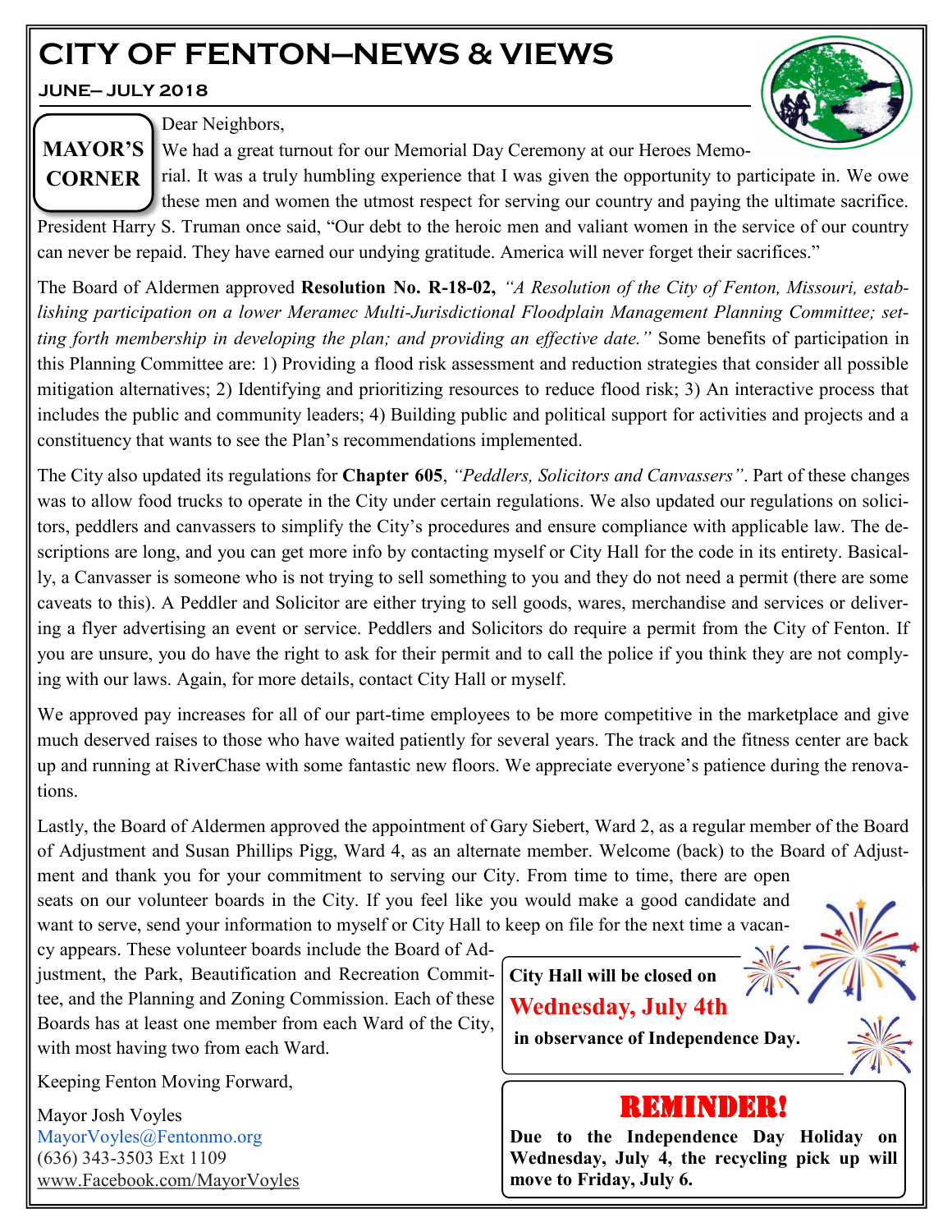# CITY OF FENTON—NEWS & VIEWS

**JUNE– JULY 2018**

## MAYOR'S CORNER

Dear Neighbors,

We had a great turnout for our Memorial Day Ceremony at our Heroes Memorial. It was a truly humbling experience that I was given the opportunity to participate in. We owe these men and women the utmost respect for serving our country and paying the ultimate sacrifice. President Harry S. Truman once said, "Our debt to the heroic men and valiant women in the service of our country can never be repaid. They have earned our undying gratitude. America will never forget their sacrifices."

The Board of Aldermen approved **Resolution No. R-18-02,** *"A Resolution of the City of Fenton, Missouri, establishing participation on a lower Meramec Multi-Jurisdictional Floodplain Management Planning Committee; setting forth membership in developing the plan; and providing an effective date."* Some benefits of participation in this Planning Committee are: 1) Providing a flood risk assessment and reduction strategies that consider all possible mitigation alternatives; 2) Identifying and prioritizing resources to reduce flood risk; 3) An interactive process that includes the public and community leaders; 4) Building public and political support for activities and projects and a constituency that wants to see the Plan's recommendations implemented.

The City also updated its regulations for **Chapter 605**, *"Peddlers, Solicitors and Canvassers"*. Part of these changes was to allow food trucks to operate in the City under certain regulations. We also updated our regulations on solicitors, peddlers and canvassers to simplify the City's procedures and ensure compliance with applicable law. The descriptions are long, and you can get more info by contacting myself or City Hall for the code in its entirety. Basically, a Canvasser is someone who is not trying to sell something to you and they do not need a permit (there are some caveats to this). A Peddler and Solicitor are either trying to sell goods, wares, merchandise and services or delivering a flyer advertising an event or service. Peddlers and Solicitors do require a permit from the City of Fenton. If you are unsure, you do have the right to ask for their permit and to call the police if you think they are not complying with our laws. Again, for more details, contact City Hall or myself.

We approved pay increases for all of our part-time employees to be more competitive in the marketplace and give much deserved raises to those who have waited patiently for several years. The track and the fitness center are back up and running at RiverChase with some fantastic new floors. We appreciate everyone's patience during the renovations.

Lastly, the Board of Aldermen approved the appointment of Gary Siebert, Ward 2, as a regular member of the Board of Adjustment and Susan Phillips Pigg, Ward 4, as an alternate member. Welcome (back) to the Board of Adjustment and thank you for your commitment to serving our City. From time to time, there are open seats on our volunteer boards in the City. If you feel like you would make a good candidate and want to serve, send your information to myself or City Hall to keep on file for the next time a vacancy appears. These volunteer boards include the Board of Adjustment, the Park, Beautification and Recreation Committee, and the Planning and Zoning Commission. Each of these Boards has at least one member from each Ward of the City, with most having two from each Ward.

Keeping Fenton Moving Forward,

Mayor Josh Voyles
MayorVoyles@Fentonmo.org
(636) 343-3503 Ext 1109
www.Facebook.com/MayorVoyles

**City Hall will be closed on**
**Wednesday, July 4th**
**in observance of Independence Day.**

## REMINDER!

**Due to the Independence Day Holiday on Wednesday, July 4, the recycling pick up will move to Friday, July 6.**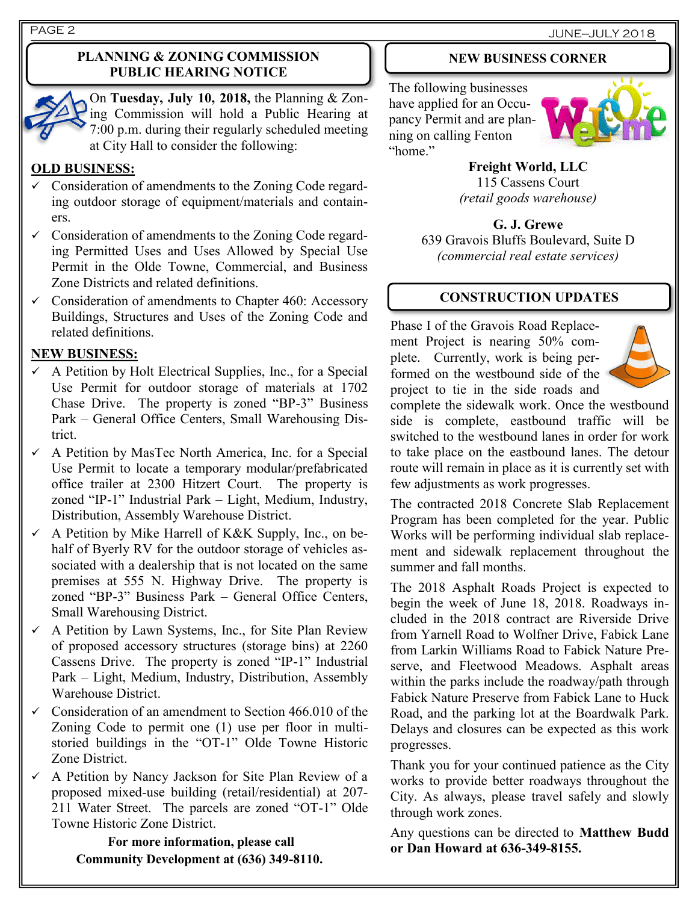## PLANNING & ZONING COMMISSION PUBLIC HEARING NOTICE

On **Tuesday, July 10, 2018,** the Planning & Zoning Commission will hold a Public Hearing at 7:00 p.m. during their regularly scheduled meeting at City Hall to consider the following:

**OLD BUSINESS:**

- ✓ Consideration of amendments to the Zoning Code regarding outdoor storage of equipment/materials and containers.
- ✓ Consideration of amendments to the Zoning Code regarding Permitted Uses and Uses Allowed by Special Use Permit in the Olde Towne, Commercial, and Business Zone Districts and related definitions.
- ✓ Consideration of amendments to Chapter 460: Accessory Buildings, Structures and Uses of the Zoning Code and related definitions.

**NEW BUSINESS:**

- ✓ A Petition by Holt Electrical Supplies, Inc., for a Special Use Permit for outdoor storage of materials at 1702 Chase Drive. The property is zoned "BP-3" Business Park – General Office Centers, Small Warehousing District.
- ✓ A Petition by MasTec North America, Inc. for a Special Use Permit to locate a temporary modular/prefabricated office trailer at 2300 Hitzert Court. The property is zoned "IP-1" Industrial Park – Light, Medium, Industry, Distribution, Assembly Warehouse District.
- ✓ A Petition by Mike Harrell of K&K Supply, Inc., on behalf of Byerly RV for the outdoor storage of vehicles associated with a dealership that is not located on the same premises at 555 N. Highway Drive. The property is zoned "BP-3" Business Park – General Office Centers, Small Warehousing District.
- ✓ A Petition by Lawn Systems, Inc., for Site Plan Review of proposed accessory structures (storage bins) at 2260 Cassens Drive. The property is zoned "IP-1" Industrial Park – Light, Medium, Industry, Distribution, Assembly Warehouse District.
- ✓ Consideration of an amendment to Section 466.010 of the Zoning Code to permit one (1) use per floor in multi-storied buildings in the "OT-1" Olde Towne Historic Zone District.
- ✓ A Petition by Nancy Jackson for Site Plan Review of a proposed mixed-use building (retail/residential) at 207-211 Water Street. The parcels are zoned "OT-1" Olde Towne Historic Zone District.

**For more information, please call Community Development at (636) 349-8110.**

## NEW BUSINESS CORNER

The following businesses have applied for an Occupancy Permit and are planning on calling Fenton "home."

**Freight World, LLC**
115 Cassens Court
*(retail goods warehouse)*

**G. J. Grewe**
639 Gravois Bluffs Boulevard, Suite D
*(commercial real estate services)*

## CONSTRUCTION UPDATES

Phase I of the Gravois Road Replacement Project is nearing 50% complete. Currently, work is being performed on the westbound side of the project to tie in the side roads and complete the sidewalk work. Once the westbound side is complete, eastbound traffic will be switched to the westbound lanes in order for work to take place on the eastbound lanes. The detour route will remain in place as it is currently set with few adjustments as work progresses.

The contracted 2018 Concrete Slab Replacement Program has been completed for the year. Public Works will be performing individual slab replacement and sidewalk replacement throughout the summer and fall months.

The 2018 Asphalt Roads Project is expected to begin the week of June 18, 2018. Roadways included in the 2018 contract are Riverside Drive from Yarnell Road to Wolfner Drive, Fabick Lane from Larkin Williams Road to Fabick Nature Preserve, and Fleetwood Meadows. Asphalt areas within the parks include the roadway/path through Fabick Nature Preserve from Fabick Lane to Huck Road, and the parking lot at the Boardwalk Park. Delays and closures can be expected as this work progresses.

Thank you for your continued patience as the City works to provide better roadways throughout the City. As always, please travel safely and slowly through work zones.

Any questions can be directed to **Matthew Budd or Dan Howard at 636-349-8155.**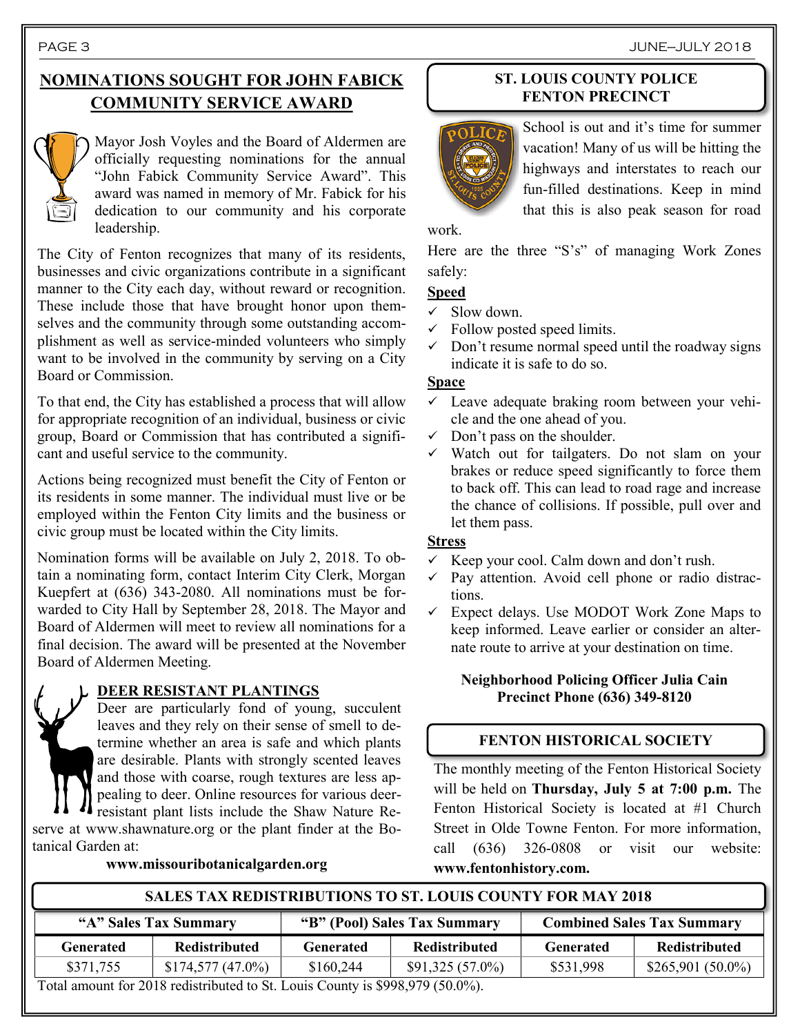## NOMINATIONS SOUGHT FOR JOHN FABICK COMMUNITY SERVICE AWARD

Mayor Josh Voyles and the Board of Aldermen are officially requesting nominations for the annual "John Fabick Community Service Award". This award was named in memory of Mr. Fabick for his dedication to our community and his corporate leadership.

The City of Fenton recognizes that many of its residents, businesses and civic organizations contribute in a significant manner to the City each day, without reward or recognition. These include those that have brought honor upon themselves and the community through some outstanding accomplishment as well as service-minded volunteers who simply want to be involved in the community by serving on a City Board or Commission.

To that end, the City has established a process that will allow for appropriate recognition of an individual, business or civic group, Board or Commission that has contributed a significant and useful service to the community.

Actions being recognized must benefit the City of Fenton or its residents in some manner. The individual must live or be employed within the Fenton City limits and the business or civic group must be located within the City limits.

Nomination forms will be available on July 2, 2018. To obtain a nominating form, contact Interim City Clerk, Morgan Kuepfert at (636) 343-2080. All nominations must be forwarded to City Hall by September 28, 2018. The Mayor and Board of Aldermen will meet to review all nominations for a final decision. The award will be presented at the November Board of Aldermen Meeting.

## DEER RESISTANT PLANTINGS

Deer are particularly fond of young, succulent leaves and they rely on their sense of smell to determine whether an area is safe and which plants are desirable. Plants with strongly scented leaves and those with coarse, rough textures are less appealing to deer. Online resources for various deer-resistant plant lists include the Shaw Nature Reserve at www.shawnature.org or the plant finder at the Botanical Garden at:

**www.missouribotanicalgarden.org**

## ST. LOUIS COUNTY POLICE FENTON PRECINCT

School is out and it's time for summer vacation! Many of us will be hitting the highways and interstates to reach our fun-filled destinations. Keep in mind that this is also peak season for road work.

Here are the three "S's" of managing Work Zones safely:

**Speed**

- ✓ Slow down.
- ✓ Follow posted speed limits.
- ✓ Don't resume normal speed until the roadway signs indicate it is safe to do so.

**Space**

- ✓ Leave adequate braking room between your vehicle and the one ahead of you.
- ✓ Don't pass on the shoulder.
- ✓ Watch out for tailgaters. Do not slam on your brakes or reduce speed significantly to force them to back off. This can lead to road rage and increase the chance of collisions. If possible, pull over and let them pass.

**Stress**

- ✓ Keep your cool. Calm down and don't rush.
- ✓ Pay attention. Avoid cell phone or radio distractions.
- ✓ Expect delays. Use MODOT Work Zone Maps to keep informed. Leave earlier or consider an alternate route to arrive at your destination on time.

**Neighborhood Policing Officer Julia Cain**
**Precinct Phone (636) 349-8120**

## FENTON HISTORICAL SOCIETY

The monthly meeting of the Fenton Historical Society will be held on **Thursday, July 5 at 7:00 p.m.** The Fenton Historical Society is located at #1 Church Street in Olde Towne Fenton. For more information, call (636) 326-0808 or visit our website: **www.fentonhistory.com.**

## SALES TAX REDISTRIBUTIONS TO ST. LOUIS COUNTY FOR MAY 2018

| "A" Sales Tax Summary | | "B" (Pool) Sales Tax Summary | | Combined Sales Tax Summary | |
|---|---|---|---|---|---|
| **Generated** | **Redistributed** | **Generated** | **Redistributed** | **Generated** | **Redistributed** |
| $371,755 | $174,577 (47.0%) | $160,244 | $91,325 (57.0%) | $531,998 | $265,901 (50.0%) |

Total amount for 2018 redistributed to St. Louis County is $998,979 (50.0%).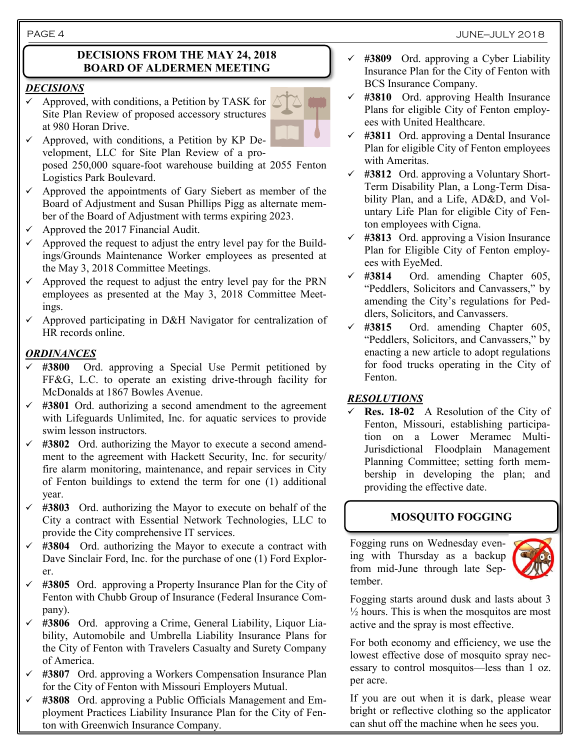## DECISIONS FROM THE MAY 24, 2018 BOARD OF ALDERMEN MEETING

***DECISIONS***

- ✓ Approved, with conditions, a Petition by TASK for Site Plan Review of proposed accessory structures at 980 Horan Drive.
- ✓ Approved, with conditions, a Petition by KP Development, LLC for Site Plan Review of a proposed 250,000 square-foot warehouse building at 2055 Fenton Logistics Park Boulevard.
- ✓ Approved the appointments of Gary Siebert as member of the Board of Adjustment and Susan Phillips Pigg as alternate member of the Board of Adjustment with terms expiring 2023.
- ✓ Approved the 2017 Financial Audit.
- ✓ Approved the request to adjust the entry level pay for the Buildings/Grounds Maintenance Worker employees as presented at the May 3, 2018 Committee Meetings.
- ✓ Approved the request to adjust the entry level pay for the PRN employees as presented at the May 3, 2018 Committee Meetings.
- ✓ Approved participating in D&H Navigator for centralization of HR records online.

***ORDINANCES***

- ✓ **#3800** Ord. approving a Special Use Permit petitioned by FF&G, L.C. to operate an existing drive-through facility for McDonalds at 1867 Bowles Avenue.
- ✓ **#3801** Ord. authorizing a second amendment to the agreement with Lifeguards Unlimited, Inc. for aquatic services to provide swim lesson instructors.
- ✓ **#3802** Ord. authorizing the Mayor to execute a second amendment to the agreement with Hackett Security, Inc. for security/fire alarm monitoring, maintenance, and repair services in City of Fenton buildings to extend the term for one (1) additional year.
- ✓ **#3803** Ord. authorizing the Mayor to execute on behalf of the City a contract with Essential Network Technologies, LLC to provide the City comprehensive IT services.
- ✓ **#3804** Ord. authorizing the Mayor to execute a contract with Dave Sinclair Ford, Inc. for the purchase of one (1) Ford Explorer.
- ✓ **#3805** Ord. approving a Property Insurance Plan for the City of Fenton with Chubb Group of Insurance (Federal Insurance Company).
- ✓ **#3806** Ord. approving a Crime, General Liability, Liquor Liability, Automobile and Umbrella Liability Insurance Plans for the City of Fenton with Travelers Casualty and Surety Company of America.
- ✓ **#3807** Ord. approving a Workers Compensation Insurance Plan for the City of Fenton with Missouri Employers Mutual.
- ✓ **#3808** Ord. approving a Public Officials Management and Employment Practices Liability Insurance Plan for the City of Fenton with Greenwich Insurance Company.
- ✓ **#3809** Ord. approving a Cyber Liability Insurance Plan for the City of Fenton with BCS Insurance Company.
- ✓ **#3810** Ord. approving Health Insurance Plans for eligible City of Fenton employees with United Healthcare.
- ✓ **#3811** Ord. approving a Dental Insurance Plan for eligible City of Fenton employees with Ameritas.
- ✓ **#3812** Ord. approving a Voluntary Short-Term Disability Plan, a Long-Term Disability Plan, and a Life, AD&D, and Voluntary Life Plan for eligible City of Fenton employees with Cigna.
- ✓ **#3813** Ord. approving a Vision Insurance Plan for Eligible City of Fenton employees with EyeMed.
- ✓ **#3814** Ord. amending Chapter 605, "Peddlers, Solicitors and Canvassers," by amending the City's regulations for Peddlers, Solicitors, and Canvassers.
- ✓ **#3815** Ord. amending Chapter 605, "Peddlers, Solicitors, and Canvassers," by enacting a new article to adopt regulations for food trucks operating in the City of Fenton.

***RESOLUTIONS***

- ✓ **Res. 18-02** A Resolution of the City of Fenton, Missouri, establishing participation on a Lower Meramec Multi-Jurisdictional Floodplain Management Planning Committee; setting forth membership in developing the plan; and providing the effective date.

## MOSQUITO FOGGING

Fogging runs on Wednesday evening with Thursday as a backup from mid-June through late September.

Fogging starts around dusk and lasts about 3 ½ hours. This is when the mosquitos are most active and the spray is most effective.

For both economy and efficiency, we use the lowest effective dose of mosquito spray necessary to control mosquitos—less than 1 oz. per acre.

If you are out when it is dark, please wear bright or reflective clothing so the applicator can shut off the machine when he sees you.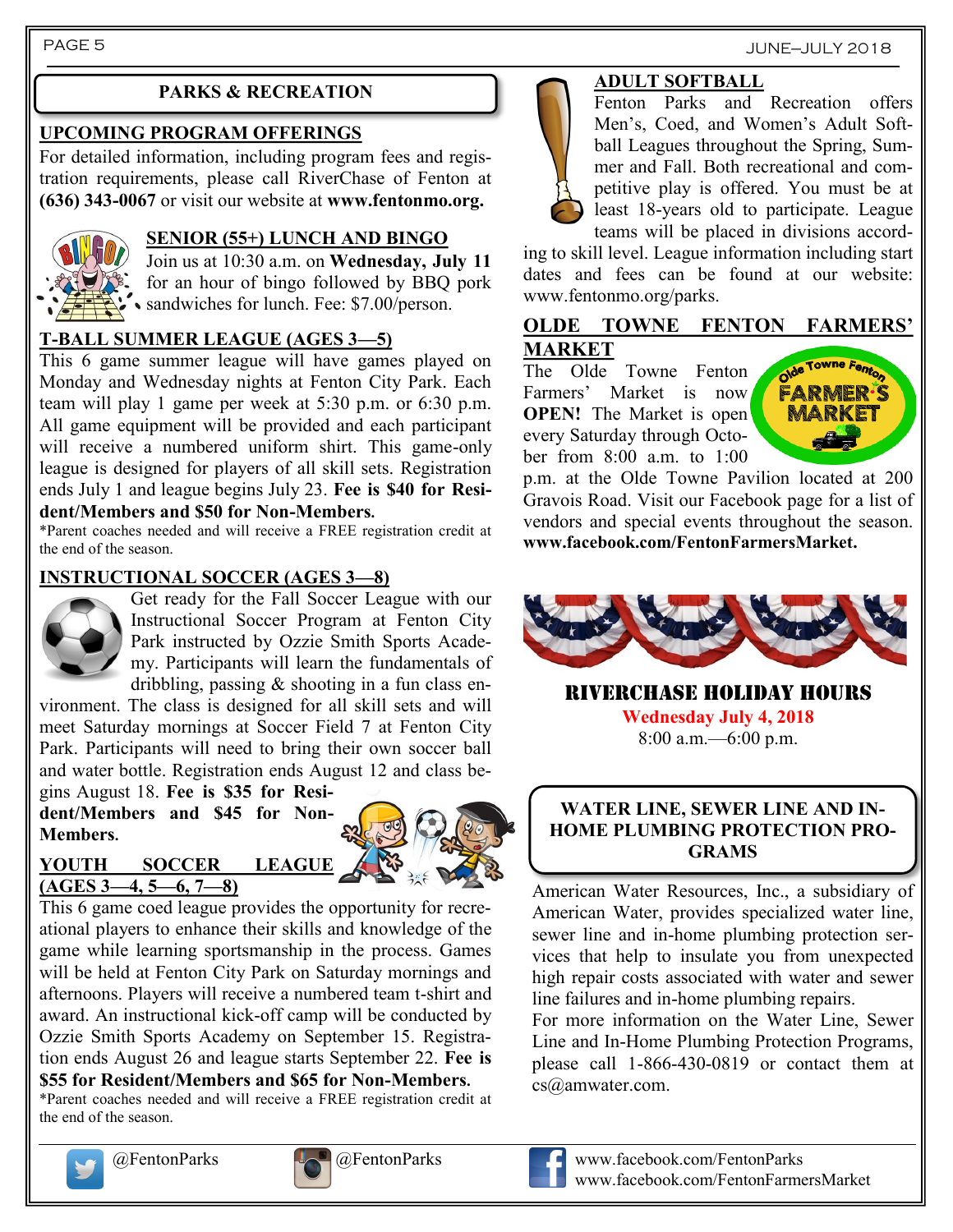## PARKS & RECREATION

### UPCOMING PROGRAM OFFERINGS

For detailed information, including program fees and registration requirements, please call RiverChase of Fenton at **(636) 343-0067** or visit our website at **www.fentonmo.org.**

### SENIOR (55+) LUNCH AND BINGO

Join us at 10:30 a.m. on **Wednesday, July 11** for an hour of bingo followed by BBQ pork sandwiches for lunch. Fee: $7.00/person.

### T-BALL SUMMER LEAGUE (AGES 3—5)

This 6 game summer league will have games played on Monday and Wednesday nights at Fenton City Park. Each team will play 1 game per week at 5:30 p.m. or 6:30 p.m. All game equipment will be provided and each participant will receive a numbered uniform shirt. This game-only league is designed for players of all skill sets. Registration ends July 1 and league begins July 23. **Fee is $40 for Resident/Members and $50 for Non-Members.**

*Parent coaches needed and will receive a FREE registration credit at the end of the season.

### INSTRUCTIONAL SOCCER (AGES 3—8)

Get ready for the Fall Soccer League with our Instructional Soccer Program at Fenton City Park instructed by Ozzie Smith Sports Academy. Participants will learn the fundamentals of dribbling, passing & shooting in a fun class environment. The class is designed for all skill sets and will meet Saturday mornings at Soccer Field 7 at Fenton City Park. Participants will need to bring their own soccer ball and water bottle. Registration ends August 12 and class begins August 18. **Fee is $35 for Resident/Members and $45 for Non-Members.**

### YOUTH SOCCER LEAGUE (AGES 3—4, 5—6, 7—8)

This 6 game coed league provides the opportunity for recreational players to enhance their skills and knowledge of the game while learning sportsmanship in the process. Games will be held at Fenton City Park on Saturday mornings and afternoons. Players will receive a numbered team t-shirt and award. An instructional kick-off camp will be conducted by Ozzie Smith Sports Academy on September 15. Registration ends August 26 and league starts September 22. **Fee is $55 for Resident/Members and $65 for Non-Members.**

*Parent coaches needed and will receive a FREE registration credit at the end of the season.

### ADULT SOFTBALL

Fenton Parks and Recreation offers Men's, Coed, and Women's Adult Softball Leagues throughout the Spring, Summer and Fall. Both recreational and competitive play is offered. You must be at least 18-years old to participate. League teams will be placed in divisions according to skill level. League information including start dates and fees can be found at our website: www.fentonmo.org/parks.

### OLDE TOWNE FENTON FARMERS' MARKET

The Olde Towne Fenton Farmers' Market is now **OPEN!** The Market is open every Saturday through October from 8:00 a.m. to 1:00 p.m. at the Olde Towne Pavilion located at 200 Gravois Road. Visit our Facebook page for a list of vendors and special events throughout the season. **www.facebook.com/FentonFarmersMarket.**

## RIVERCHASE HOLIDAY HOURS

**Wednesday July 4, 2018**

8:00 a.m.—6:00 p.m.

## WATER LINE, SEWER LINE AND IN-HOME PLUMBING PROTECTION PROGRAMS

American Water Resources, Inc., a subsidiary of American Water, provides specialized water line, sewer line and in-home plumbing protection services that help to insulate you from unexpected high repair costs associated with water and sewer line failures and in-home plumbing repairs.

For more information on the Water Line, Sewer Line and In-Home Plumbing Protection Programs, please call 1-866-430-0819 or contact them at cs@amwater.com.

@FentonParks @FentonParks www.facebook.com/FentonParks www.facebook.com/FentonFarmersMarket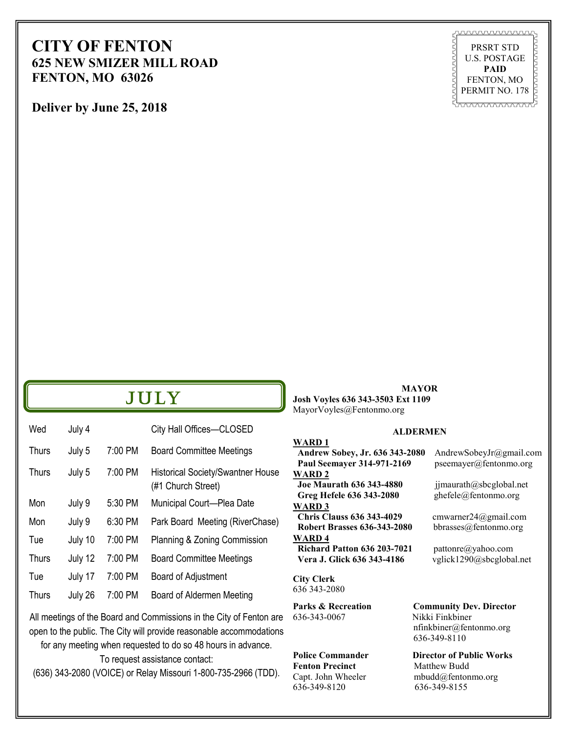**CITY OF FENTON**
**625 NEW SMIZER MILL ROAD**
**FENTON, MO 63026**

**Deliver by June 25, 2018**

PRSRT STD
U.S. POSTAGE
**PAID**
FENTON, MO
PERMIT NO. 178

## JULY

| | | | |
|---|---|---|---|
| Wed | July 4 | | City Hall Offices—CLOSED |
| Thurs | July 5 | 7:00 PM | Board Committee Meetings |
| Thurs | July 5 | 7:00 PM | Historical Society/Swantner House (#1 Church Street) |
| Mon | July 9 | 5:30 PM | Municipal Court—Plea Date |
| Mon | July 9 | 6:30 PM | Park Board Meeting (RiverChase) |
| Tue | July 10 | 7:00 PM | Planning & Zoning Commission |
| Thurs | July 12 | 7:00 PM | Board Committee Meetings |
| Tue | July 17 | 7:00 PM | Board of Adjustment |
| Thurs | July 26 | 7:00 PM | Board of Aldermen Meeting |

All meetings of the Board and Commissions in the City of Fenton are open to the public. The City will provide reasonable accommodations for any meeting when requested to do so 48 hours in advance.
To request assistance contact:
(636) 343-2080 (VOICE) or Relay Missouri 1-800-735-2966 (TDD).

**MAYOR**
**Josh Voyles 636 343-3503 Ext 1109**
MayorVoyles@Fentonmo.org

**ALDERMEN**

**WARD 1**
**Andrew Sobey, Jr. 636 343-2080** AndrewSobeyJr@gmail.com
**Paul Seemayer 314-971-2169** pseemayer@fentonmo.org

**WARD 2**
**Joe Maurath 636 343-4880** jjmaurath@sbcglobal.net
**Greg Hefele 636 343-2080** ghefele@fentonmo.org

**WARD 3**
**Chris Clauss 636 343-4029** cmwarner24@gmail.com
**Robert Brasses 636-343-2080** bbrasses@fentonmo.org

**WARD 4**
**Richard Patton 636 203-7021** pattonre@yahoo.com
**Vera J. Glick 636 343-4186** vglick1290@sbcglobal.net

**City Clerk**
636 343-2080

**Parks & Recreation**
636-343-0067

**Community Dev. Director**
Nikki Finkbiner
nfinkbiner@fentonmo.org
636-349-8110

**Police Commander**
**Fenton Precinct**
Capt. John Wheeler
636-349-8120

**Director of Public Works**
Matthew Budd
mbudd@fentonmo.org
636-349-8155